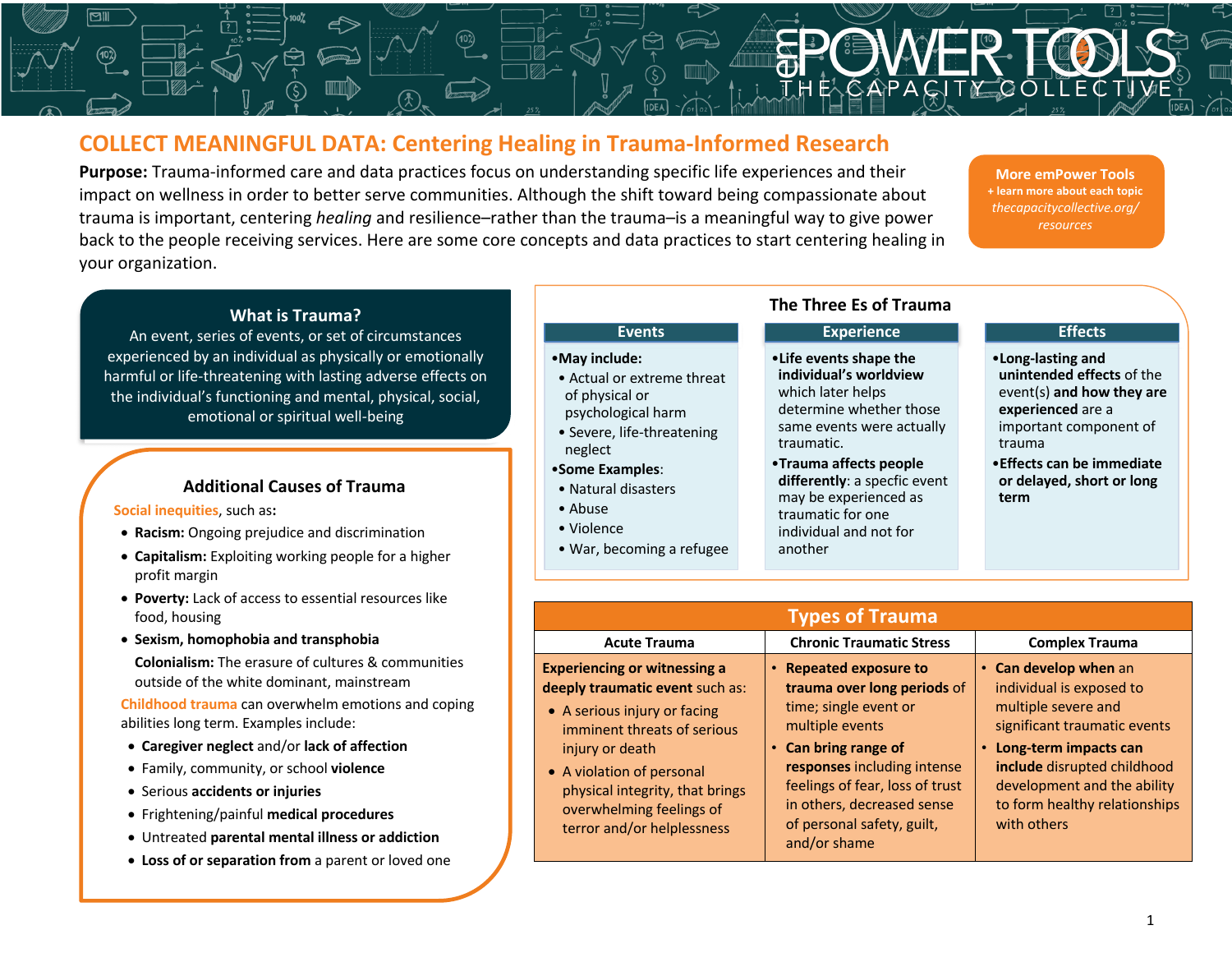# COLLECT MEANINGFUL DATA: Centering Healing in Trauma-Informed Research

**Purpose:** Trauma-informed care and data practices focus on understanding specific life experiences and their impact on wellness in order to better serve communities. Although the shift toward being compassionate about trauma is important, centering *healing* and resilience–rather than the trauma–is a meaningful way to give power back to the people receiving services. Here are some core concepts and data practices to start centering healing in your organization.

**More emPower Tools**
**+ learn more about each topic**
*thecapacitycollective.org/resources*

## What is Trauma?

An event, series of events, or set of circumstances experienced by an individual as physically or emotionally harmful or life-threatening with lasting adverse effects on the individual's functioning and mental, physical, social, emotional or spiritual well-being

## Additional Causes of Trauma

Social inequities, such as:

- **Racism:** Ongoing prejudice and discrimination
- **Capitalism:** Exploiting working people for a higher profit margin
- **Poverty:** Lack of access to essential resources like food, housing
- **Sexism, homophobia and transphobia**
- **Colonialism:** The erasure of cultures & communities outside of the white dominant, mainstream

Childhood trauma can overwhelm emotions and coping abilities long term. Examples include:

- **Caregiver neglect** and/or **lack of affection**
- Family, community, or school **violence**
- **Serious accidents or injuries**
- Frightening/painful **medical procedures**
- Untreated **parental mental illness or addiction**
- **Loss of or separation from** a parent or loved one

## The Three Es of Trauma

| Events | Experience | Effects |
|---|---|---|
| •**May include:**<br>• Actual or extreme threat of physical or psychological harm<br>• Severe, life-threatening neglect<br>•**Some Examples**:<br>• Natural disasters<br>• Abuse<br>• Violence<br>• War, becoming a refugee | •**Life events shape the individual's worldview** which later helps determine whether those same events were actually traumatic.<br>•**Trauma affects people differently**: a specfic event may be experienced as traumatic for one individual and not for another | •**Long-lasting and unintended effects** of the event(s) **and how they are experienced** are a important component of trauma<br>•**Effects can be immediate or delayed, short or long term** |

## Types of Trauma

| Acute Trauma | Chronic Traumatic Stress | Complex Trauma |
|---|---|---|
| **Experiencing or witnessing a deeply traumatic event** such as:<br>• A serious injury or facing imminent threats of serious injury or death<br>• A violation of personal physical integrity, that brings overwhelming feelings of terror and/or helplessness | • **Repeated exposure to trauma over long periods** of time; single event or multiple events<br>• **Can bring range of responses** including intense feelings of fear, loss of trust in others, decreased sense of personal safety, guilt, and/or shame | • **Can develop when** an individual is exposed to multiple severe and significant traumatic events<br>• **Long-term impacts can include** disrupted childhood development and the ability to form healthy relationships with others |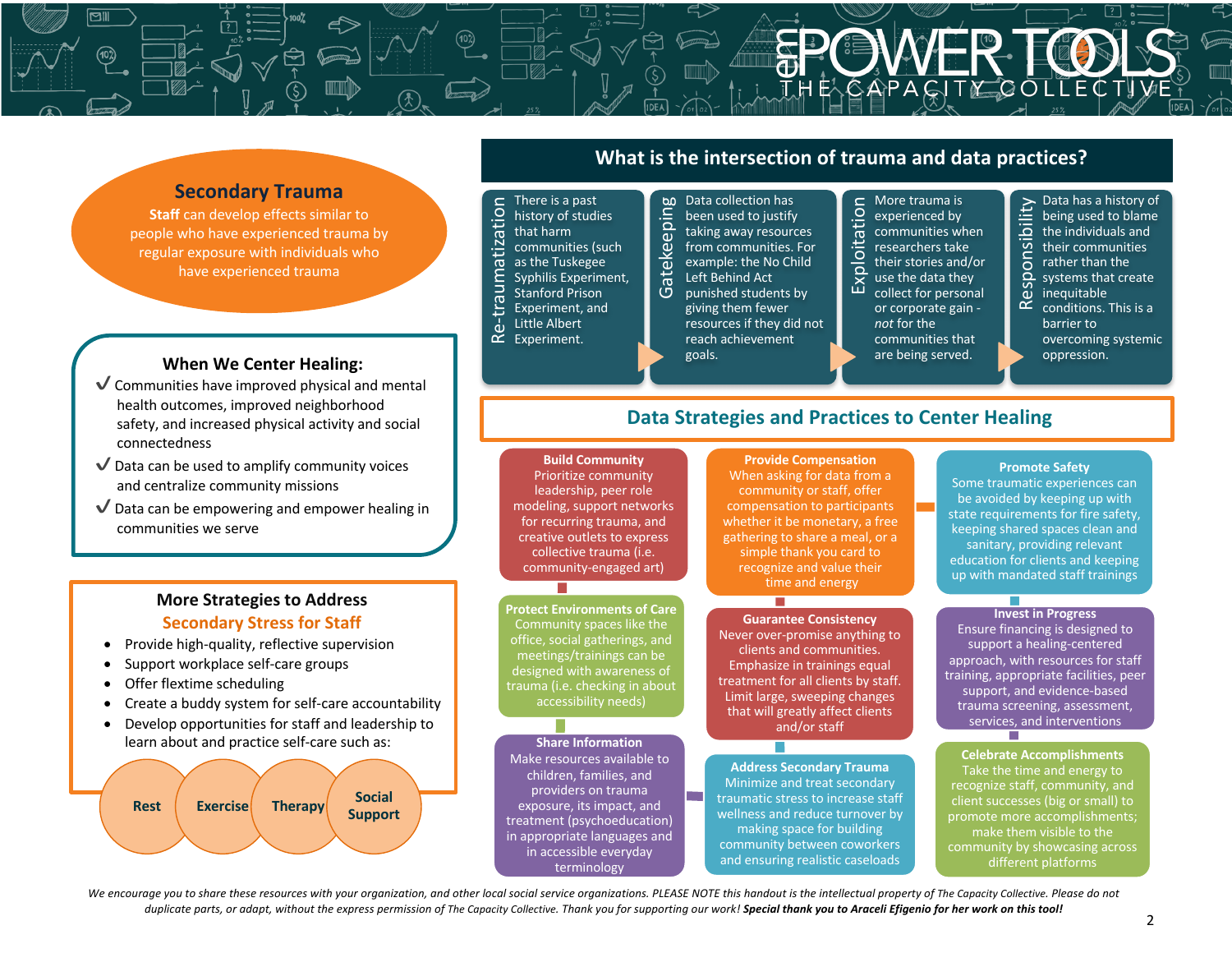## Secondary Trauma

**Staff** can develop effects similar to people who have experienced trauma by regular exposure with individuals who have experienced trauma

### When We Center Healing:

- ✓ Communities have improved physical and mental health outcomes, improved neighborhood safety, and increased physical activity and social connectedness
- ✓ Data can be used to amplify community voices and centralize community missions
- ✓ Data can be empowering and empower healing in communities we serve

### More Strategies to Address Secondary Stress for Staff

- Provide high-quality, reflective supervision
- Support workplace self-care groups
- Offer flextime scheduling
- Create a buddy system for self-care accountability
- Develop opportunities for staff and leadership to learn about and practice self-care such as:

Rest · Exercise · Therapy · Social Support

## What is the intersection of trauma and data practices?

**Re-traumatization:** There is a past history of studies that harm communities (such as the Tuskegee Syphilis Experiment, Stanford Prison Experiment, and Little Albert Experiment.

**Gatekeeping:** Data collection has been used to justify taking away resources from communities. For example: the No Child Left Behind Act punished students by giving them fewer resources if they did not reach achievement goals.

**Exploitation:** More trauma is experienced by communities when researchers take their stories and/or use the data they collect for personal or corporate gain - *not* for the communities that are being served.

**Responsibility:** Data has a history of being used to blame the individuals and their communities rather than the systems that create inequitable conditions. This is a barrier to overcoming systemic oppression.

## Data Strategies and Practices to Center Healing

**Build Community**
Prioritize community leadership, peer role modeling, support networks for recurring trauma, and creative outlets to express collective trauma (i.e. community-engaged art)

**Provide Compensation**
When asking for data from a community or staff, offer compensation to participants whether it be monetary, a free gathering to share a meal, or a simple thank you card to recognize and value their time and energy

**Promote Safety**
Some traumatic experiences can be avoided by keeping up with state requirements for fire safety, keeping shared spaces clean and sanitary, providing relevant education for clients and keeping up with mandated staff trainings

**Protect Environments of Care**
Community spaces like the office, social gatherings, and meetings/trainings can be designed with awareness of trauma (i.e. checking in about accessibility needs)

**Guarantee Consistency**
Never over-promise anything to clients and communities. Emphasize in trainings equal treatment for all clients by staff. Limit large, sweeping changes that will greatly affect clients and/or staff

**Invest in Progress**
Ensure financing is designed to support a healing-centered approach, with resources for staff training, appropriate facilities, peer support, and evidence-based trauma screening, assessment, services, and interventions

**Share Information**
Make resources available to children, families, and providers on trauma exposure, its impact, and treatment (psychoeducation) in appropriate languages and in accessible everyday terminology

**Address Secondary Trauma**
Minimize and treat secondary traumatic stress to increase staff wellness and reduce turnover by making space for building community between coworkers and ensuring realistic caseloads

**Celebrate Accomplishments**
Take the time and energy to recognize staff, community, and client successes (big or small) to promote more accomplishments; make them visible to the community by showcasing across different platforms

*We encourage you to share these resources with your organization, and other local social service organizations. PLEASE NOTE this handout is the intellectual property of The Capacity Collective. Please do not duplicate parts, or adapt, without the express permission of The Capacity Collective. Thank you for supporting our work! **Special thank you to Araceli Efigenio for her work on this tool!***